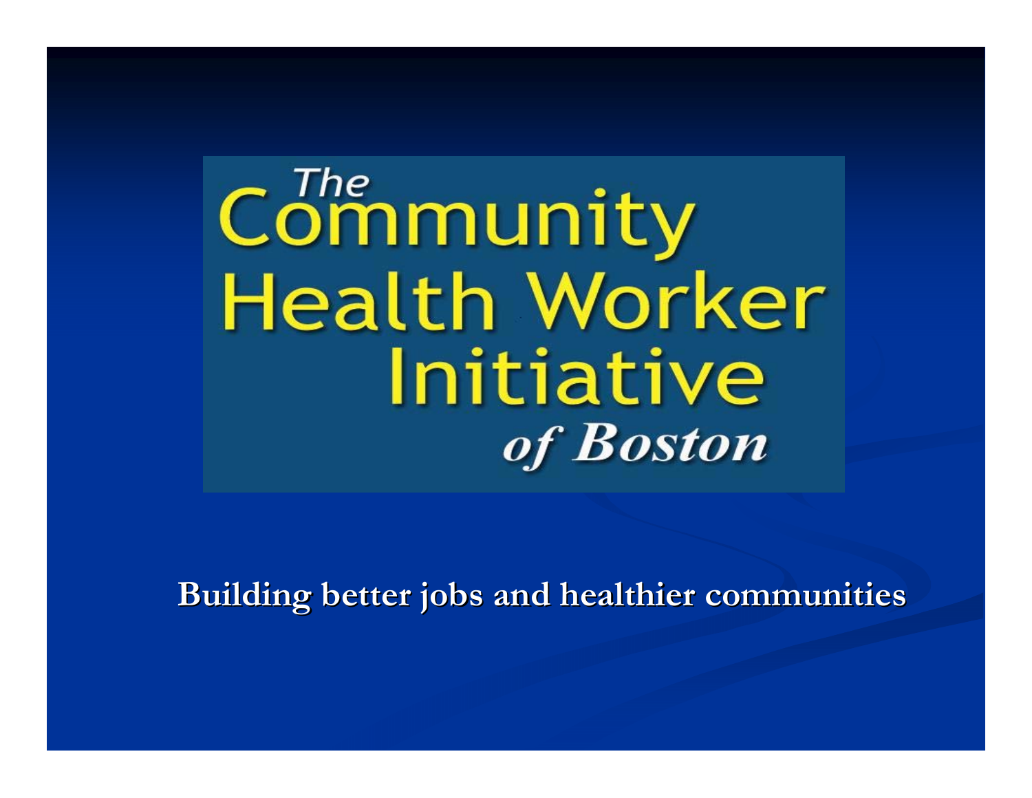# The Community Health Worker Initiative *of Boston*

**Building better jobs and healthier communities**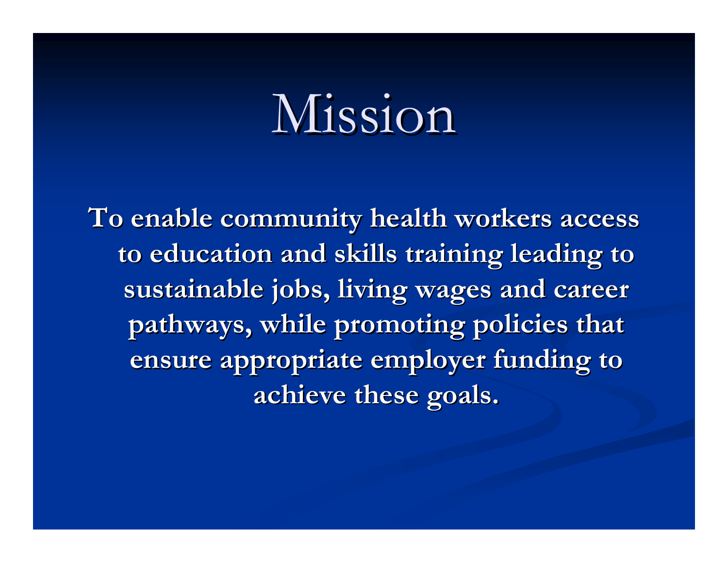# Mission

**To enable community health workers access to education and skills training leading to sustainable jobs, living wages and career pathways, while promoting policies that ensure appropriate employer funding to achieve these goals.**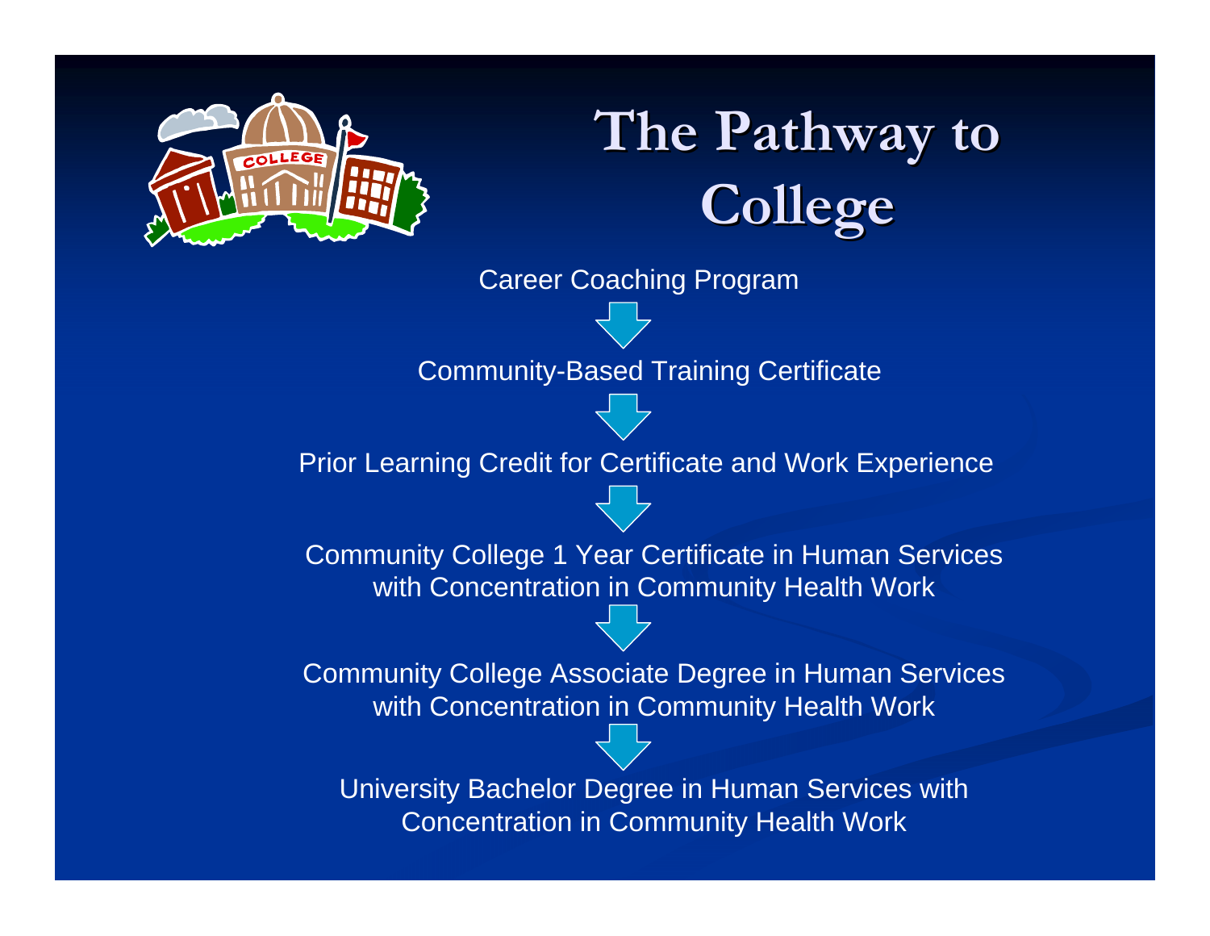# The Pathway to College

Career Coaching Program

↓

Community-Based Training Certificate

↓

Prior Learning Credit for Certificate and Work Experience

↓

Community College 1 Year Certificate in Human Services with Concentration in Community Health Work

↓

Community College Associate Degree in Human Services with Concentration in Community Health Work

↓

University Bachelor Degree in Human Services with Concentration in Community Health Work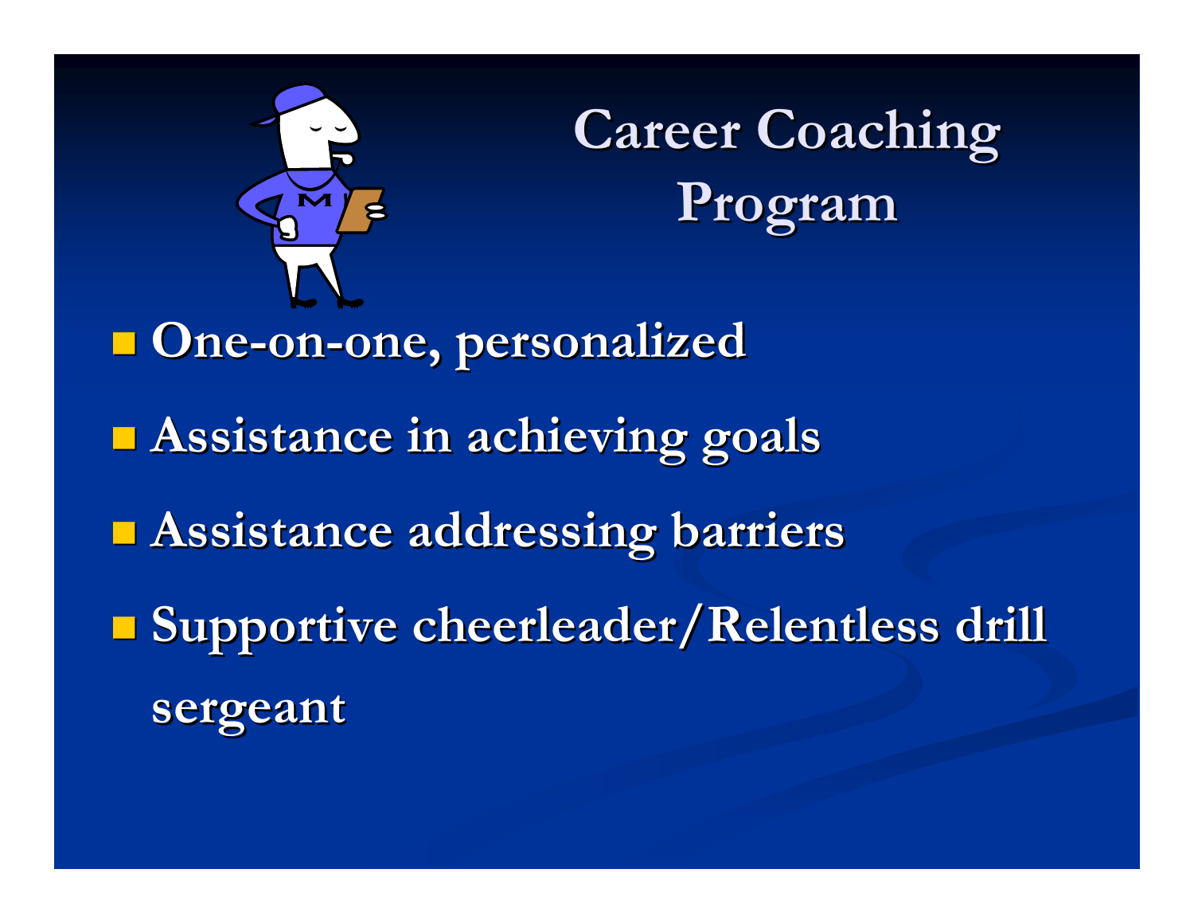# Career Coaching Program

- One-on-one, personalized
- Assistance in achieving goals
- Assistance addressing barriers
- Supportive cheerleader/Relentless drill sergeant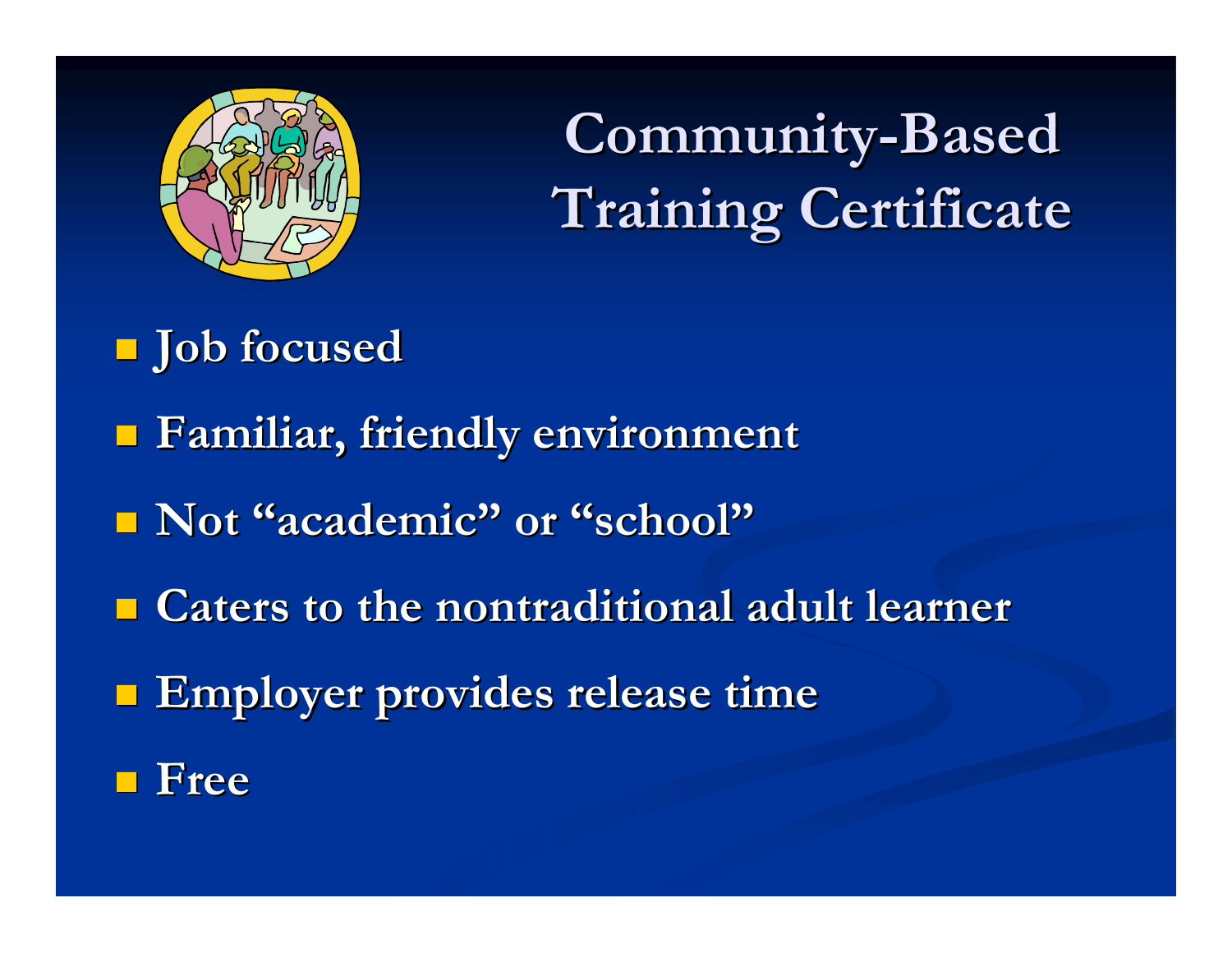# Community-Based Training Certificate

- Job focused
- Familiar, friendly environment
- Not "academic" or "school"
- Caters to the nontraditional adult learner
- Employer provides release time
- Free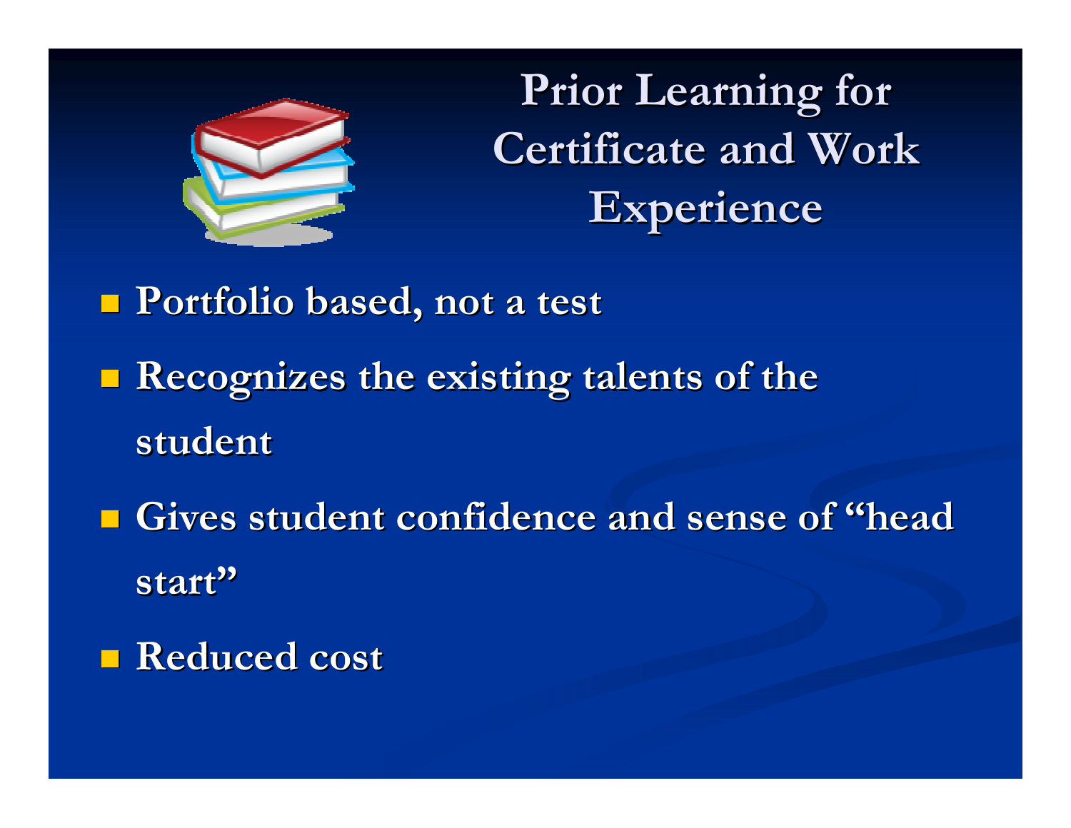# Prior Learning for Certificate and Work Experience

- Portfolio based, not a test
- Recognizes the existing talents of the student
- Gives student confidence and sense of "head start"
- Reduced cost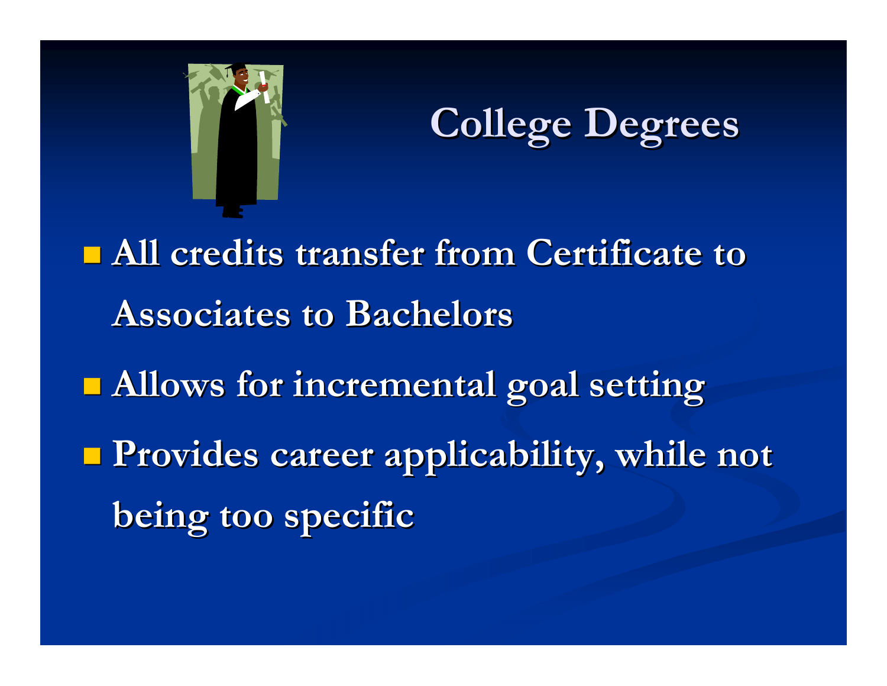# College Degrees

- All credits transfer from Certificate to Associates to Bachelors
- Allows for incremental goal setting
- Provides career applicability, while not being too specific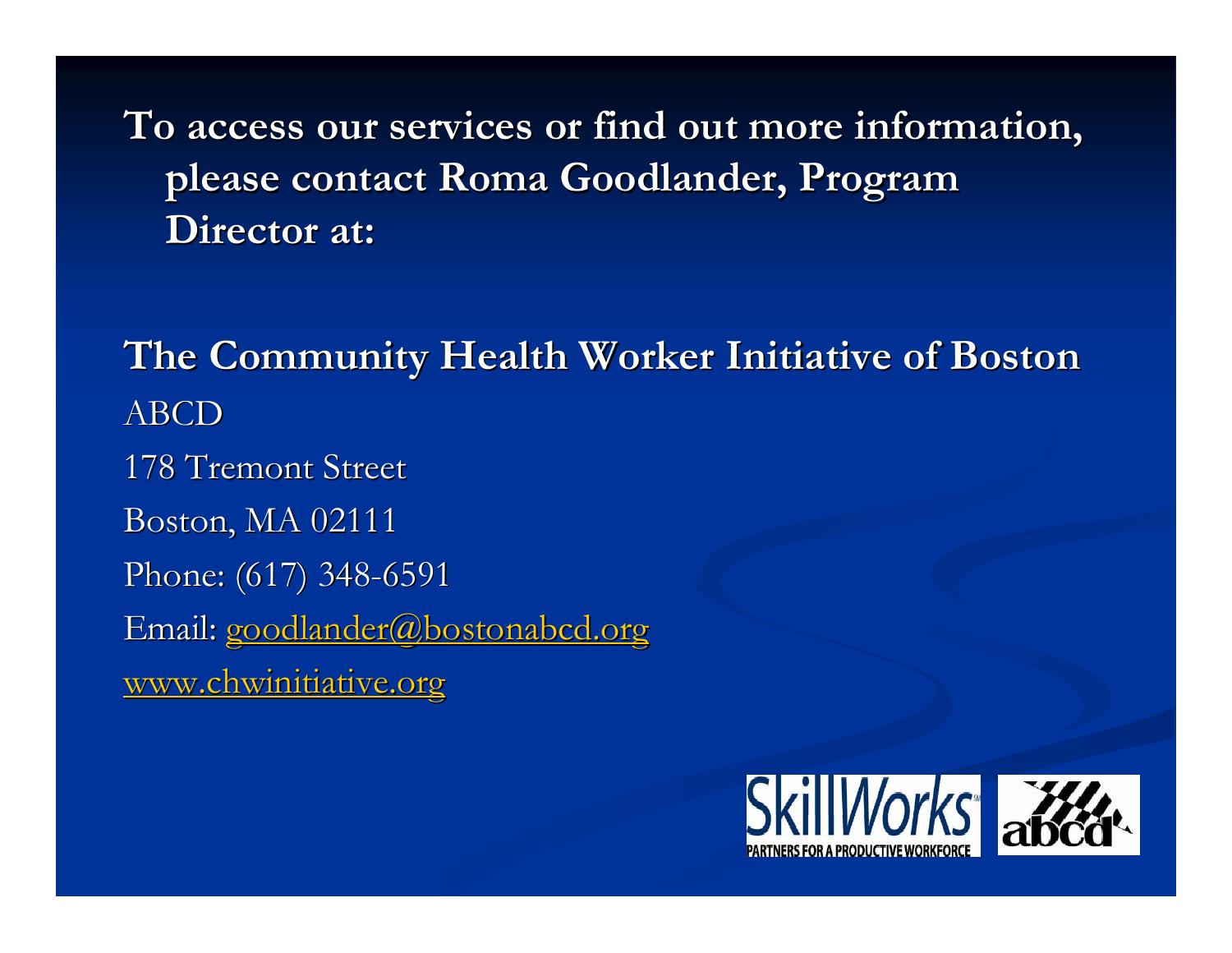**To access our services or find out more information, please contact Roma Goodlander, Program Director at:**

**The Community Health Worker Initiative of Boston**

ABCD

178 Tremont Street

Boston, MA 02111

Phone: (617) 348-6591

Email: goodlander@bostonabcd.org

www.chwinitiative.org

SkillWorks
PARTNERS FOR A PRODUCTIVE WORKFORCE

abcd